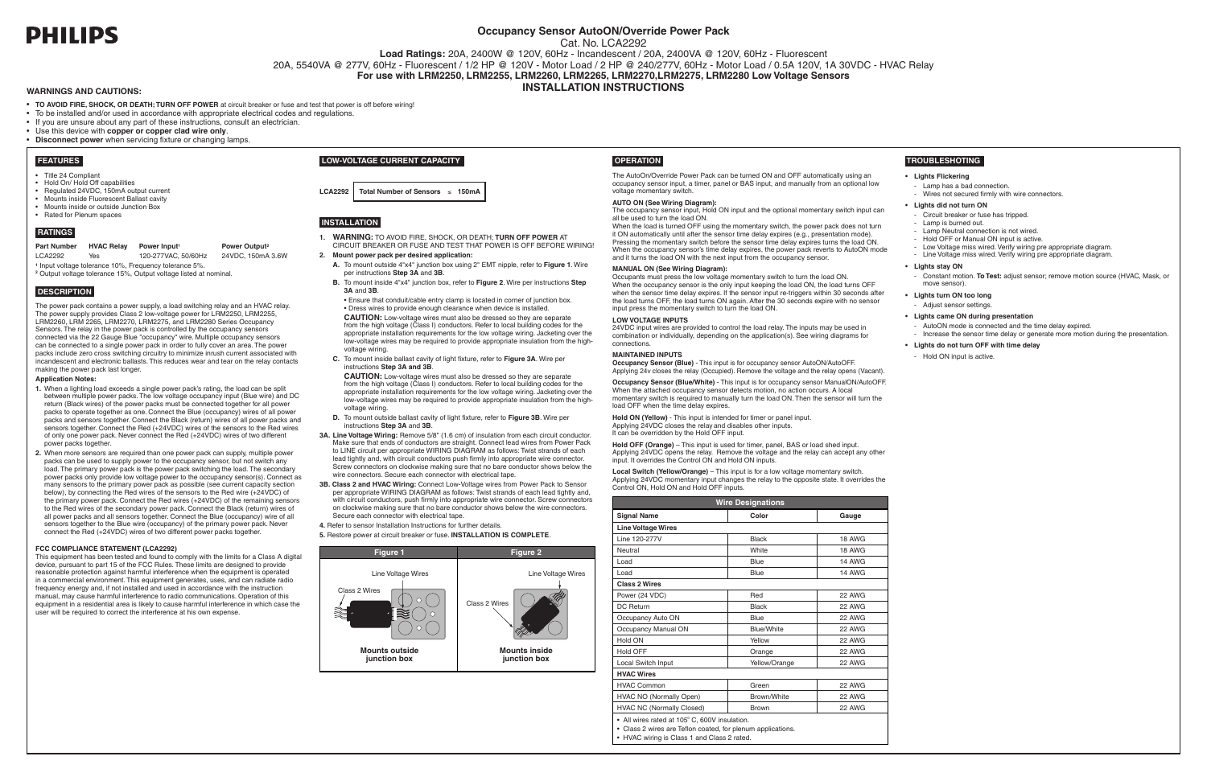PHILIPS

# Occupancy Sensor AutoON/Override Power Pack

Cat. No. LCA2292

**Load Ratings:** 20A, 2400W @ 120V, 60Hz - Incandescent / 20A, 2400VA @ 120V, 60Hz - Fluorescent
20A, 5540VA @ 277V, 60Hz - Fluorescent / 1/2 HP @ 120V - Motor Load / 2 HP @ 240/277V, 60Hz - Motor Load / 0.5A 120V, 1A 30VDC - HVAC Relay

**For use with LRM2250, LRM2255, LRM2260, LRM2265, LRM2270,LRM2275, LRM2280 Low Voltage Sensors**

**INSTALLATION INSTRUCTIONS**

### WARNINGS AND CAUTIONS:

- **TO AVOID FIRE, SHOCK, OR DEATH; TURN OFF POWER** at circuit breaker or fuse and test that power is off before wiring!
- To be installed and/or used in accordance with appropriate electrical codes and regulations.
- If you are unsure about any part of these instructions, consult an electrician.
- Use this device with **copper or copper clad wire only**.
- **Disconnect power** when servicing fixture or changing lamps.

## FEATURES

- Title 24 Compliant
- Hold On/ Hold Off capabilities
- Regulated 24VDC, 150mA output current
- Mounts inside Fluorescent Ballast cavity
- Mounts inside or outside Junction Box
- Rated for Plenum spaces

## RATINGS

| Part Number | HVAC Relay | Power Input[1] | Power Output[2] |
|---|---|---|---|
| LCA2292 | Yes | 120-277VAC, 50/60Hz | 24VDC, 150mA 3.6W |

[1] Input voltage tolerance 10%, Frequency tolerance 5%.
[2] Output voltage tolerance 15%, Output voltage listed at nominal.

## DESCRIPTION

The power pack contains a power supply, a load switching relay and an HVAC relay. The power supply provides Class 2 low-voltage power for LRM2250, LRM2255, LRM2260, LRM 2265, LRM2270, LRM2275, and LRM2280 Series Occupancy Sensors. The relay in the power pack is controlled by the occupancy sensors connected via the 22 Gauge Blue "occupancy" wire. Multiple occupancy sensors can be connected to a single power pack in order to fully cover an area. The power packs include zero cross switching circuitry to minimize inrush current associated with incandescent and electronic ballasts. This reduces wear and tear on the relay contacts making the power pack last longer.

**Application Notes:**

1. When a lighting load exceeds a single power pack's rating, the load can be split between multiple power packs. The low voltage occupancy input (Blue wire) and DC return (Black wires) of the power packs must be connected together for all power packs to operate together as one. Connect the Blue (occupancy) wires of all power packs and sensors together. Connect the Black (return) wires of all power packs and sensors together. Connect the Red (+24VDC) wires of the sensors to the Red wires of only one power pack. Never connect the Red (+24VDC) wires of two different power packs together.
2. When more sensors are required than one power pack can supply, multiple power packs can be used to supply power to the occupancy sensor, but not switch any load. The primary power pack is the power pack switching the load. The secondary power packs only provide low voltage power to the occupancy sensor(s). Connect as many sensors to the primary power pack as possible (see current capacity section below), by connecting the Red wires of the sensors to the Red wire (+24VDC) of the primary power pack. Connect the Red wires (+24VDC) of the remaining sensors to the Red wires of the secondary power pack. Connect the Black (return) wires of all power packs and all sensors together. Connect the Blue (occupancy) wire of all sensors together to the Blue wire (occupancy) of the primary power pack. Never connect the Red (+24VDC) wires of two different power packs together.

**FCC COMPLIANCE STATEMENT (LCA2292)**

This equipment has been tested and found to comply with the limits for a Class A digital device, pursuant to part 15 of the FCC Rules. These limits are designed to provide reasonable protection against harmful interference when the equipment is operated in a commercial environment. This equipment generates, uses, and can radiate radio frequency energy and, if not installed and used in accordance with the instruction manual, may cause harmful interference to radio communications. Operation of this equipment in a residential area is likely to cause harmful interference in which case the user will be required to correct the interference at his own expense.

## LOW-VOLTAGE CURRENT CAPACITY

| LCA2292 | Total Number of Sensors ≤ 150mA |
|---|---|

## INSTALLATION

1. **WARNING:** TO AVOID FIRE, SHOCK, OR DEATH; **TURN OFF POWER** AT CIRCUIT BREAKER OR FUSE AND TEST THAT POWER IS OFF BEFORE WIRING!
2. **Mount power pack per desired application:**
   - **A.** To mount outside 4"x4" junction box using 2" EMT nipple, refer to **Figure 1**. Wire per instructions **Step 3A** and **3B**.
   - **B.** To mount inside 4"x4" junction box, refer to **Figure 2**. Wire per instructions **Step 3A** and **3B**.
     - Ensure that conduit/cable entry clamp is located in corner of junction box.
     - Dress wires to provide enough clearance when device is installed.

     **CAUTION:** Low-voltage wires must also be dressed so they are separate from the high voltage (Class I) conductors. Refer to local building codes for the appropriate installation requirements for the low voltage wiring. Jacketing over the low-voltage wires may be required to provide appropriate insulation from the high-voltage wiring.
   - **C.** To mount inside ballast cavity of light fixture, refer to **Figure 3A**. Wire per instructions **Step 3A and 3B**.

     **CAUTION:** Low-voltage wires must also be dressed so they are separate from the high voltage (Class I) conductors. Refer to local building codes for the appropriate installation requirements for the low voltage wiring. Jacketing over the low-voltage wires may be required to provide appropriate insulation from the high-voltage wiring.
   - **D.** To mount outside ballast cavity of light fixture, refer to **Figure 3B**. Wire per instructions **Step 3A** and **3B**.

**3A. Line Voltage Wiring:** Remove 5/8" (1.6 cm) of insulation from each circuit conductor. Make sure that ends of conductors are straight. Connect lead wires from Power Pack to LINE circuit per appropriate WIRING DIAGRAM as follows: Twist strands of each lead tightly and, with circuit conductors push firmly into appropriate wire connector. Screw connectors on clockwise making sure that no bare conductor shows below the wire connectors. Secure each connector with electrical tape.

**3B. Class 2 and HVAC Wiring:** Connect Low-Voltage wires from Power Pack to Sensor per appropriate WIRING DIAGRAM as follows: Twist strands of each lead tightly and, with circuit conductors, push firmly into appropriate wire connector. Screw connectors on clockwise making sure that no bare conductor shows below the wire connectors. Secure each connector with electrical tape.

4. Refer to sensor Installation Instructions for further details.
5. Restore power at circuit breaker or fuse. **INSTALLATION IS COMPLETE**.

| Figure 1 | Figure 2 |
|---|---|
| Line Voltage Wires; Class 2 Wires | Line Voltage Wires; Class 2 Wires |
| **Mounts outside junction box** | **Mounts inside junction box** |

## OPERATION

The AutoOn/Override Power Pack can be turned ON and OFF automatically using an occupancy sensor input, a timer, panel or BAS input, and manually from an optional low voltage momentary switch.

**AUTO ON (See Wiring Diagram):**

The occupancy sensor input, Hold ON input and the optional momentary switch input can all be used to turn the load ON.

When the load is turned OFF using the momentary switch, the power pack does not turn it ON automatically until after the sensor time delay expires (e.g., presentation mode). Pressing the momentary switch before the sensor time delay expires turns the load ON. When the occupancy sensor's time delay expires, the power pack reverts to AutoON mode and it turns the load ON with the next input from the occupancy sensor.

**MANUAL ON (See Wiring Diagram):**

Occupants must press the low voltage momentary switch to turn the load ON.

When the occupancy sensor is the only input keeping the load ON, the load turns OFF when the sensor time delay expires. If the sensor input re-triggers within 30 seconds after the load turns OFF, the load turns ON again. After the 30 seconds expire with no sensor input press the momentary switch to turn the load ON.

**LOW VOLTAGE INPUTS**

24VDC input wires are provided to control the load relay. The inputs may be used in combination or individually, depending on the application(s). See wiring diagrams for connections.

**MAINTAINED INPUTS**

**Occupancy Sensor (Blue)** - This input is for occupancy sensor AutoON/AutoOFF. Applying 24v closes the relay (Occupied). Remove the voltage and the relay opens (Vacant).

**Occupancy Sensor (Blue/White)** - This input is for occupancy sensor ManualON/AutoOFF. When the attached occupancy sensor detects motion, no action occurs. A local momentary switch is required to manually turn the load ON. Then the sensor will turn the load OFF when the time delay expires.

**Hold ON (Yellow)** - This input is intended for timer or panel input. Applying 24VDC closes the relay and disables other inputs. It can be overridden by the Hold OFF input.

**Hold OFF (Orange)** – This input is used for timer, panel, BAS or load shed input. Applying 24VDC opens the relay. Remove the voltage and the relay can accept any other input. It overrides the Control ON and Hold ON inputs.

**Local Switch (Yellow/Orange)** – This input is for a low voltage momentary switch. Applying 24VDC momentary input changes the relay to the opposite state. It overrides the Control ON, Hold ON and Hold OFF inputs.

| Wire Designations | | |
|---|---|---|
| **Signal Name** | **Color** | **Gauge** |
| **Line Voltage Wires** | | |
| Line 120-277V | Black | 18 AWG |
| Neutral | White | 18 AWG |
| Load | Blue | 14 AWG |
| Load | Blue | 14 AWG |
| **Class 2 Wires** | | |
| Power (24 VDC) | Red | 22 AWG |
| DC Return | Black | 22 AWG |
| Occupancy Auto ON | Blue | 22 AWG |
| Occupancy Manual ON | Blue/White | 22 AWG |
| Hold ON | Yellow | 22 AWG |
| Hold OFF | Orange | 22 AWG |
| Local Switch Input | Yellow/Orange | 22 AWG |
| **HVAC Wires** | | |
| HVAC Common | Green | 22 AWG |
| HVAC NO (Normally Open) | Brown/White | 22 AWG |
| HVAC NC (Normally Closed) | Brown | 22 AWG |

- All wires rated at 105° C, 600V insulation.
- Class 2 wires are Teflon coated, for plenum applications.
- HVAC wiring is Class 1 and Class 2 rated.

## TROUBLESHOOTING

- **Lights Flickering**
  - Lamp has a bad connection.
  - Wires not secured firmly with wire connectors.
- **Lights did not turn ON**
  - Circuit breaker or fuse has tripped.
  - Lamp is burned out.
  - Lamp Neutral connection is not wired.
  - Hold OFF or Manual ON input is active.
  - Low Voltage miss wired. Verify wiring pre appropriate diagram.
  - Line Voltage miss wired. Verify wiring pre appropriate diagram.
- **Lights stay ON**
  - Constant motion. **To Test:** adjust sensor; remove motion source (HVAC, Mask, or move sensor).
- **Lights turn ON too long**
  - Adjust sensor settings.
- **Lights came ON during presentation**
  - AutoON mode is connected and the time delay expired.
  - Increase the sensor time delay or generate more motion during the presentation.
- **Lights do not turn OFF with time delay**
  - Hold ON input is active.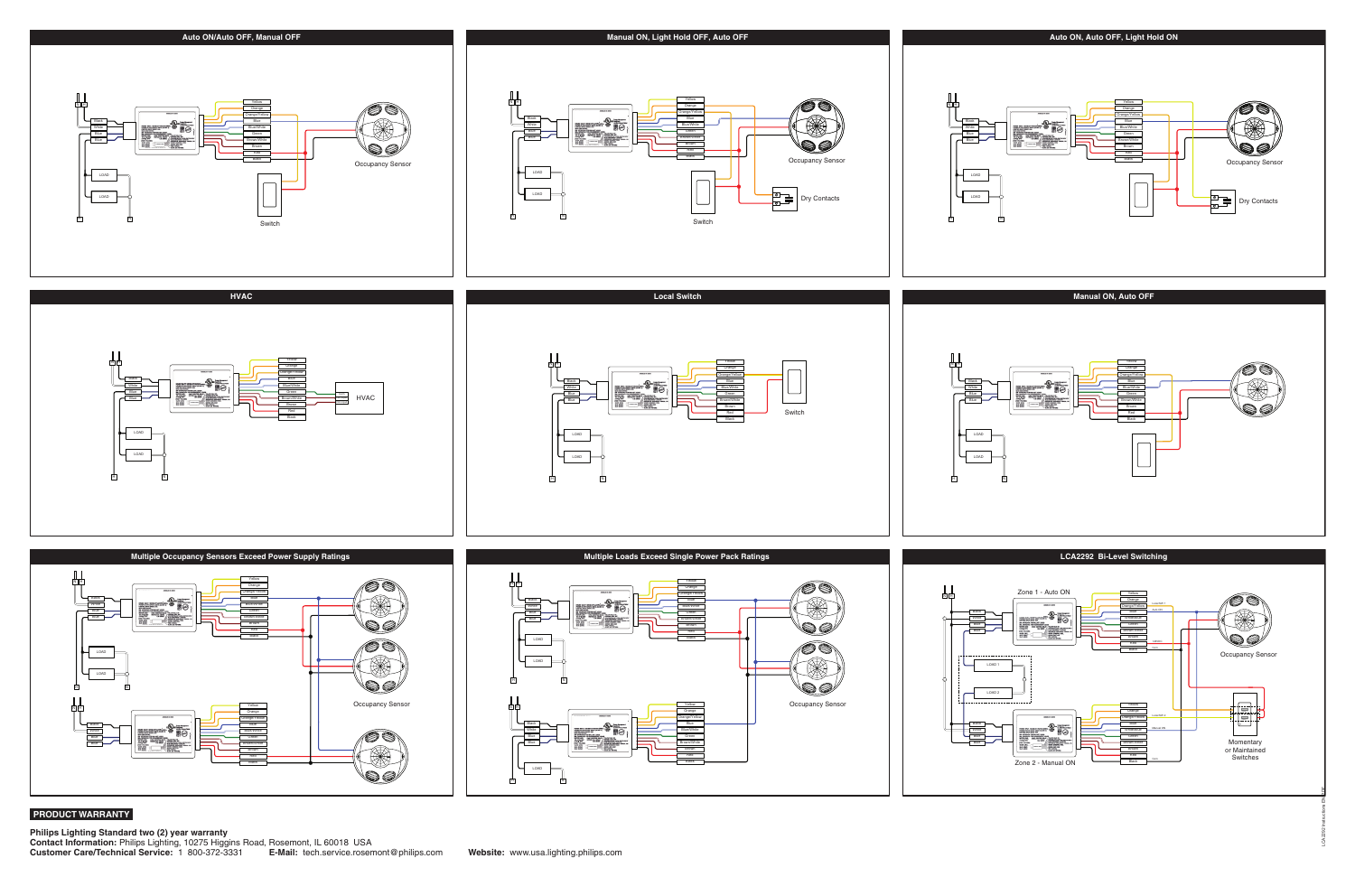## Auto ON/Auto OFF, Manual OFF

Yellow
Orange
Orange/Yellow
Blue
Blue/White
Green
Brown/White
Brown
Red
Black

Black
White
Red
Blue

LOAD
LOAD

Occupancy Sensor

Switch

## Manual ON, Light Hold OFF, Auto OFF

Yellow
Orange
Orange/Yellow
Blue
Blue/White
Green
Brown/White
Brown
Red
Black

Black
White
Red
Blue

LOAD
LOAD

Occupancy Sensor

Dry Contacts

Switch

## Auto ON, Auto OFF, Light Hold ON

Yellow
Orange
Orange/Yellow
Blue
Blue/White
Green
Brown/White
Brown
Red
Black

Black
White
Red
Blue

LOAD
LOAD

Occupancy Sensor

Dry Contacts

## HVAC

Yellow
Orange
Orange/Yellow
Blue
Blue/White
Green
Brown/White
Brown
Red
Black

Black
White
Red
Blue

LOAD
LOAD

HVAC

## Local Switch

Yellow
Orange
Orange/Yellow
Blue
Blue/White
Green
Brown/White
Brown
Red
Black

Black
White
Red
Blue

LOAD
LOAD

Switch

## Manual ON, Auto OFF

Yellow
Orange
Orange/Yellow
Blue
Blue/White
Green
Brown/White
Brown
Red
Black

Black
White
Red
Blue

LOAD
LOAD

## Multiple Occupancy Sensors Exceed Power Supply Ratings

Yellow
Orange
Orange/Yellow
Blue
Blue/White
Green
Brown/White
Brown
Red
Black

Black
White
Red
Blue

LOAD
LOAD

Occupancy Sensor

## Multiple Loads Exceed Single Power Pack Ratings

Yellow
Orange
Orange/Yellow
Blue
Blue/White
Green
Brown/White
Brown
Red
Black

Black
White
Red
Blue

LOAD
LOAD
LOAD

Occupancy Sensor

## LCA2292 Bi-Level Switching

Zone 1 - Auto ON

LOAD 1
LOAD 2

Occupancy Sensor

Momentary or Maintained Switches

Zone 2 - Manual ON

## PRODUCT WARRANTY

**Philips Lighting Standard two (2) year warranty**
**Contact Information:** Philips Lighting, 10275 Higgins Road, Rosemont, IL 60018 USA
**Customer Care/Technical Service:** 1 800-372-3331 **E-Mail:** tech.service.rosemont@philips.com **Website:** www.usa.lighting.philips.com

LCA2292 Instructions EN